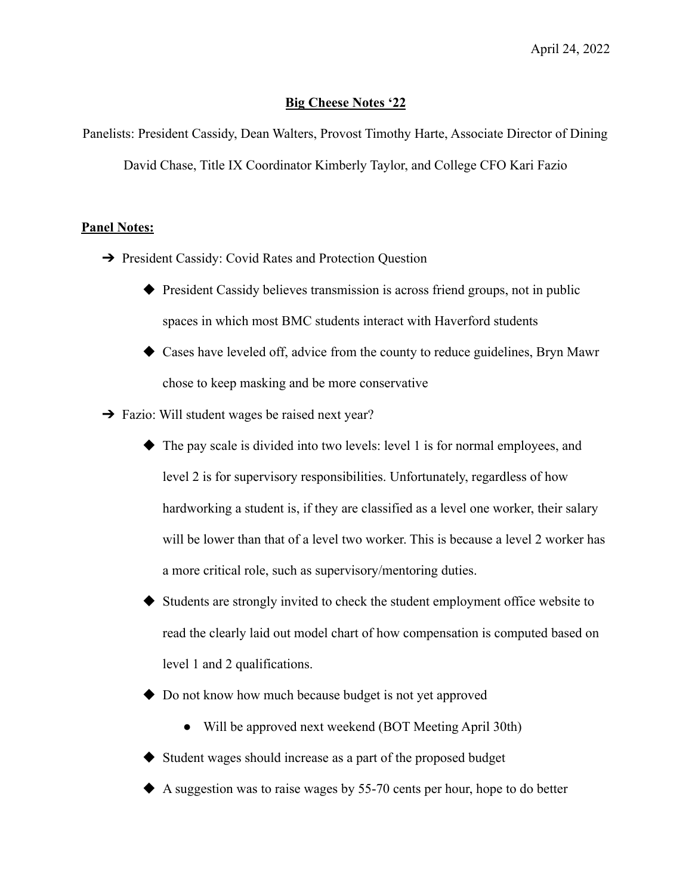April 24, 2022

# Big Cheese Notes '22

Panelists: President Cassidy, Dean Walters, Provost Timothy Harte, Associate Director of Dining David Chase, Title IX Coordinator Kimberly Taylor, and College CFO Kari Fazio

## Panel Notes:

- President Cassidy: Covid Rates and Protection Question
  - President Cassidy believes transmission is across friend groups, not in public spaces in which most BMC students interact with Haverford students
  - Cases have leveled off, advice from the county to reduce guidelines, Bryn Mawr chose to keep masking and be more conservative
- Fazio: Will student wages be raised next year?
  - The pay scale is divided into two levels: level 1 is for normal employees, and level 2 is for supervisory responsibilities. Unfortunately, regardless of how hardworking a student is, if they are classified as a level one worker, their salary will be lower than that of a level two worker. This is because a level 2 worker has a more critical role, such as supervisory/mentoring duties.
  - Students are strongly invited to check the student employment office website to read the clearly laid out model chart of how compensation is computed based on level 1 and 2 qualifications.
  - Do not know how much because budget is not yet approved
    - Will be approved next weekend (BOT Meeting April 30th)
  - Student wages should increase as a part of the proposed budget
  - A suggestion was to raise wages by 55-70 cents per hour, hope to do better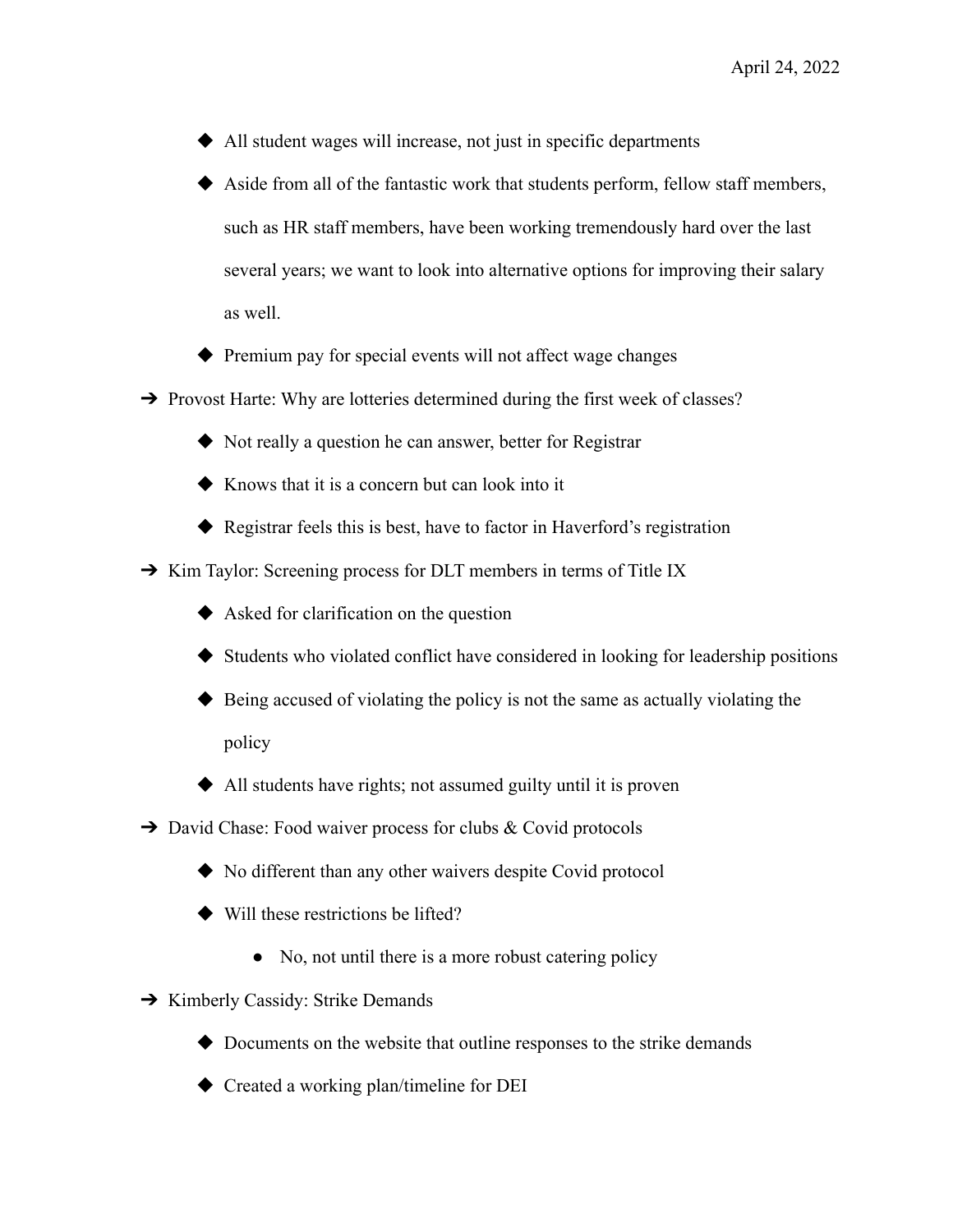- All student wages will increase, not just in specific departments
    - Aside from all of the fantastic work that students perform, fellow staff members, such as HR staff members, have been working tremendously hard over the last several years; we want to look into alternative options for improving their salary as well.
    - Premium pay for special events will not affect wage changes
- Provost Harte: Why are lotteries determined during the first week of classes?
    - Not really a question he can answer, better for Registrar
    - Knows that it is a concern but can look into it
    - Registrar feels this is best, have to factor in Haverford's registration
- Kim Taylor: Screening process for DLT members in terms of Title IX
    - Asked for clarification on the question
    - Students who violated conflict have considered in looking for leadership positions
    - Being accused of violating the policy is not the same as actually violating the policy
    - All students have rights; not assumed guilty until it is proven
- David Chase: Food waiver process for clubs & Covid protocols
    - No different than any other waivers despite Covid protocol
    - Will these restrictions be lifted?
        - No, not until there is a more robust catering policy
- Kimberly Cassidy: Strike Demands
    - Documents on the website that outline responses to the strike demands
    - Created a working plan/timeline for DEI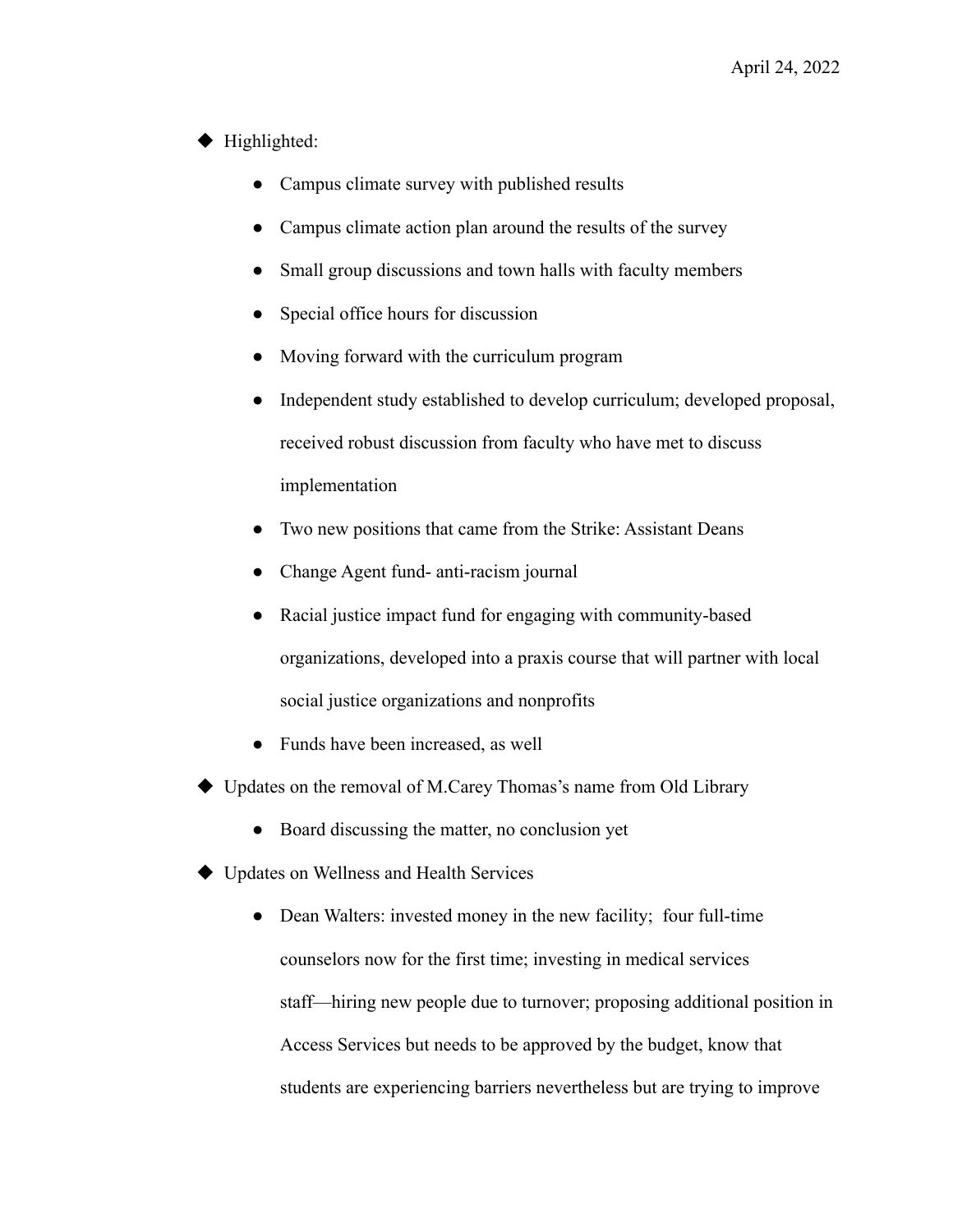April 24, 2022

- Highlighted:
    - Campus climate survey with published results
    - Campus climate action plan around the results of the survey
    - Small group discussions and town halls with faculty members
    - Special office hours for discussion
    - Moving forward with the curriculum program
    - Independent study established to develop curriculum; developed proposal, received robust discussion from faculty who have met to discuss implementation
    - Two new positions that came from the Strike: Assistant Deans
    - Change Agent fund- anti-racism journal
    - Racial justice impact fund for engaging with community-based organizations, developed into a praxis course that will partner with local social justice organizations and nonprofits
    - Funds have been increased, as well
- Updates on the removal of M.Carey Thomas's name from Old Library
    - Board discussing the matter, no conclusion yet
- Updates on Wellness and Health Services
    - Dean Walters: invested money in the new facility; four full-time counselors now for the first time; investing in medical services staff—hiring new people due to turnover; proposing additional position in Access Services but needs to be approved by the budget, know that students are experiencing barriers nevertheless but are trying to improve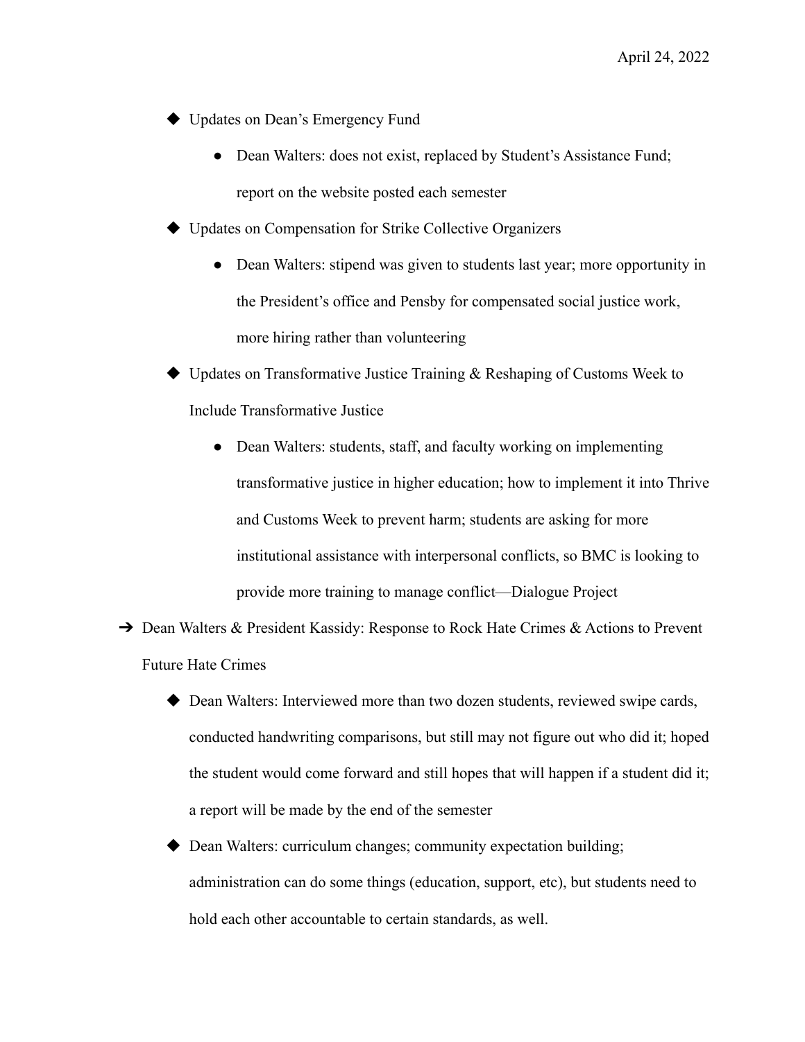- Updates on Dean's Emergency Fund
  - Dean Walters: does not exist, replaced by Student's Assistance Fund; report on the website posted each semester
- Updates on Compensation for Strike Collective Organizers
  - Dean Walters: stipend was given to students last year; more opportunity in the President's office and Pensby for compensated social justice work, more hiring rather than volunteering
- Updates on Transformative Justice Training & Reshaping of Customs Week to Include Transformative Justice
  - Dean Walters: students, staff, and faculty working on implementing transformative justice in higher education; how to implement it into Thrive and Customs Week to prevent harm; students are asking for more institutional assistance with interpersonal conflicts, so BMC is looking to provide more training to manage conflict—Dialogue Project

➔ Dean Walters & President Kassidy: Response to Rock Hate Crimes & Actions to Prevent Future Hate Crimes

- Dean Walters: Interviewed more than two dozen students, reviewed swipe cards, conducted handwriting comparisons, but still may not figure out who did it; hoped the student would come forward and still hopes that will happen if a student did it; a report will be made by the end of the semester
- Dean Walters: curriculum changes; community expectation building; administration can do some things (education, support, etc), but students need to hold each other accountable to certain standards, as well.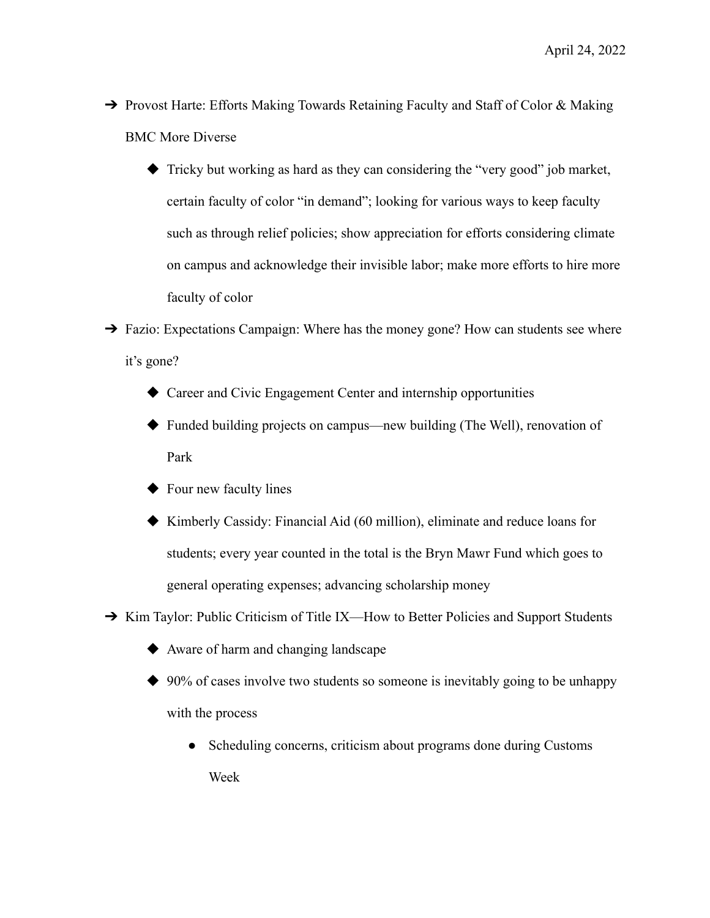April 24, 2022

- Provost Harte: Efforts Making Towards Retaining Faculty and Staff of Color & Making BMC More Diverse
  - Tricky but working as hard as they can considering the "very good" job market, certain faculty of color "in demand"; looking for various ways to keep faculty such as through relief policies; show appreciation for efforts considering climate on campus and acknowledge their invisible labor; make more efforts to hire more faculty of color
- Fazio: Expectations Campaign: Where has the money gone? How can students see where it's gone?
  - Career and Civic Engagement Center and internship opportunities
  - Funded building projects on campus—new building (The Well), renovation of Park
  - Four new faculty lines
  - Kimberly Cassidy: Financial Aid (60 million), eliminate and reduce loans for students; every year counted in the total is the Bryn Mawr Fund which goes to general operating expenses; advancing scholarship money
- Kim Taylor: Public Criticism of Title IX—How to Better Policies and Support Students
  - Aware of harm and changing landscape
  - 90% of cases involve two students so someone is inevitably going to be unhappy with the process
    - Scheduling concerns, criticism about programs done during Customs Week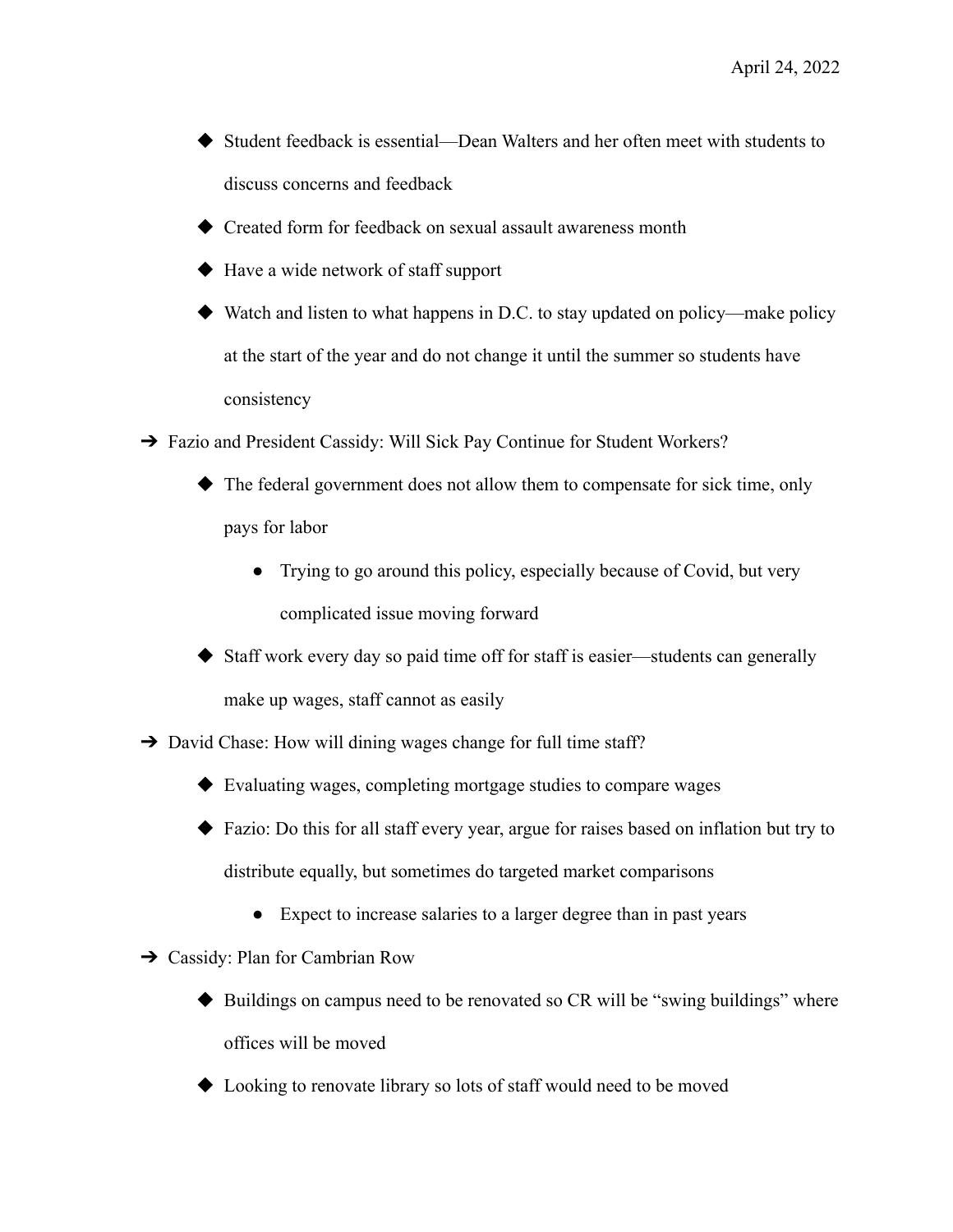- Student feedback is essential—Dean Walters and her often meet with students to discuss concerns and feedback
- Created form for feedback on sexual assault awareness month
- Have a wide network of staff support
- Watch and listen to what happens in D.C. to stay updated on policy—make policy at the start of the year and do not change it until the summer so students have consistency

- Fazio and President Cassidy: Will Sick Pay Continue for Student Workers?
  - The federal government does not allow them to compensate for sick time, only pays for labor
    - Trying to go around this policy, especially because of Covid, but very complicated issue moving forward
  - Staff work every day so paid time off for staff is easier—students can generally make up wages, staff cannot as easily
- David Chase: How will dining wages change for full time staff?
  - Evaluating wages, completing mortgage studies to compare wages
  - Fazio: Do this for all staff every year, argue for raises based on inflation but try to distribute equally, but sometimes do targeted market comparisons
    - Expect to increase salaries to a larger degree than in past years
- Cassidy: Plan for Cambrian Row
  - Buildings on campus need to be renovated so CR will be "swing buildings" where offices will be moved
  - Looking to renovate library so lots of staff would need to be moved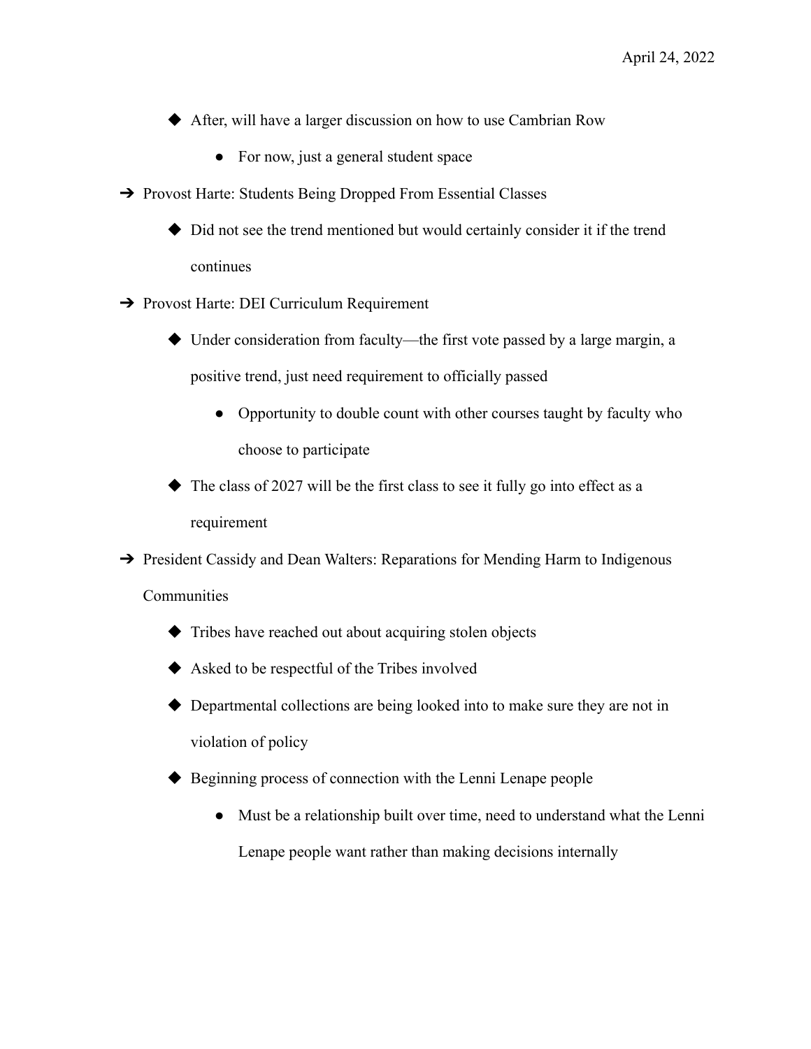- After, will have a larger discussion on how to use Cambrian Row
  - For now, just a general student space
- Provost Harte: Students Being Dropped From Essential Classes
  - Did not see the trend mentioned but would certainly consider it if the trend continues
- Provost Harte: DEI Curriculum Requirement
  - Under consideration from faculty—the first vote passed by a large margin, a positive trend, just need requirement to officially passed
    - Opportunity to double count with other courses taught by faculty who choose to participate
  - The class of 2027 will be the first class to see it fully go into effect as a requirement
- President Cassidy and Dean Walters: Reparations for Mending Harm to Indigenous Communities
  - Tribes have reached out about acquiring stolen objects
  - Asked to be respectful of the Tribes involved
  - Departmental collections are being looked into to make sure they are not in violation of policy
  - Beginning process of connection with the Lenni Lenape people
    - Must be a relationship built over time, need to understand what the Lenni Lenape people want rather than making decisions internally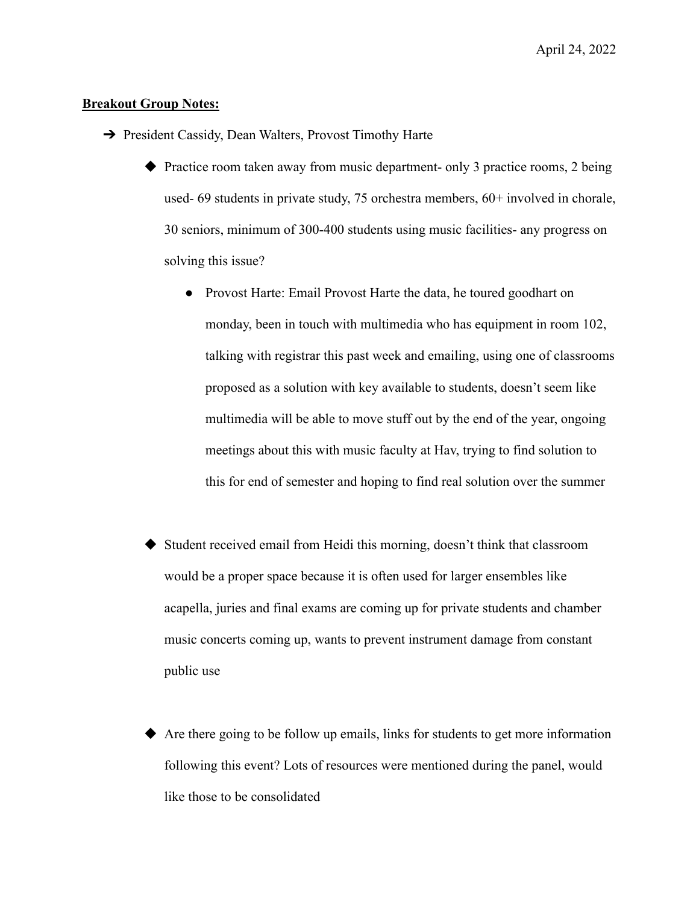April 24, 2022

**<u>Breakout Group Notes:</u>**

- President Cassidy, Dean Walters, Provost Timothy Harte
  - Practice room taken away from music department- only 3 practice rooms, 2 being used- 69 students in private study, 75 orchestra members, 60+ involved in chorale, 30 seniors, minimum of 300-400 students using music facilities- any progress on solving this issue?
    - Provost Harte: Email Provost Harte the data, he toured goodhart on monday, been in touch with multimedia who has equipment in room 102, talking with registrar this past week and emailing, using one of classrooms proposed as a solution with key available to students, doesn't seem like multimedia will be able to move stuff out by the end of the year, ongoing meetings about this with music faculty at Hav, trying to find solution to this for end of semester and hoping to find real solution over the summer
  - Student received email from Heidi this morning, doesn't think that classroom would be a proper space because it is often used for larger ensembles like acapella, juries and final exams are coming up for private students and chamber music concerts coming up, wants to prevent instrument damage from constant public use
  - Are there going to be follow up emails, links for students to get more information following this event? Lots of resources were mentioned during the panel, would like those to be consolidated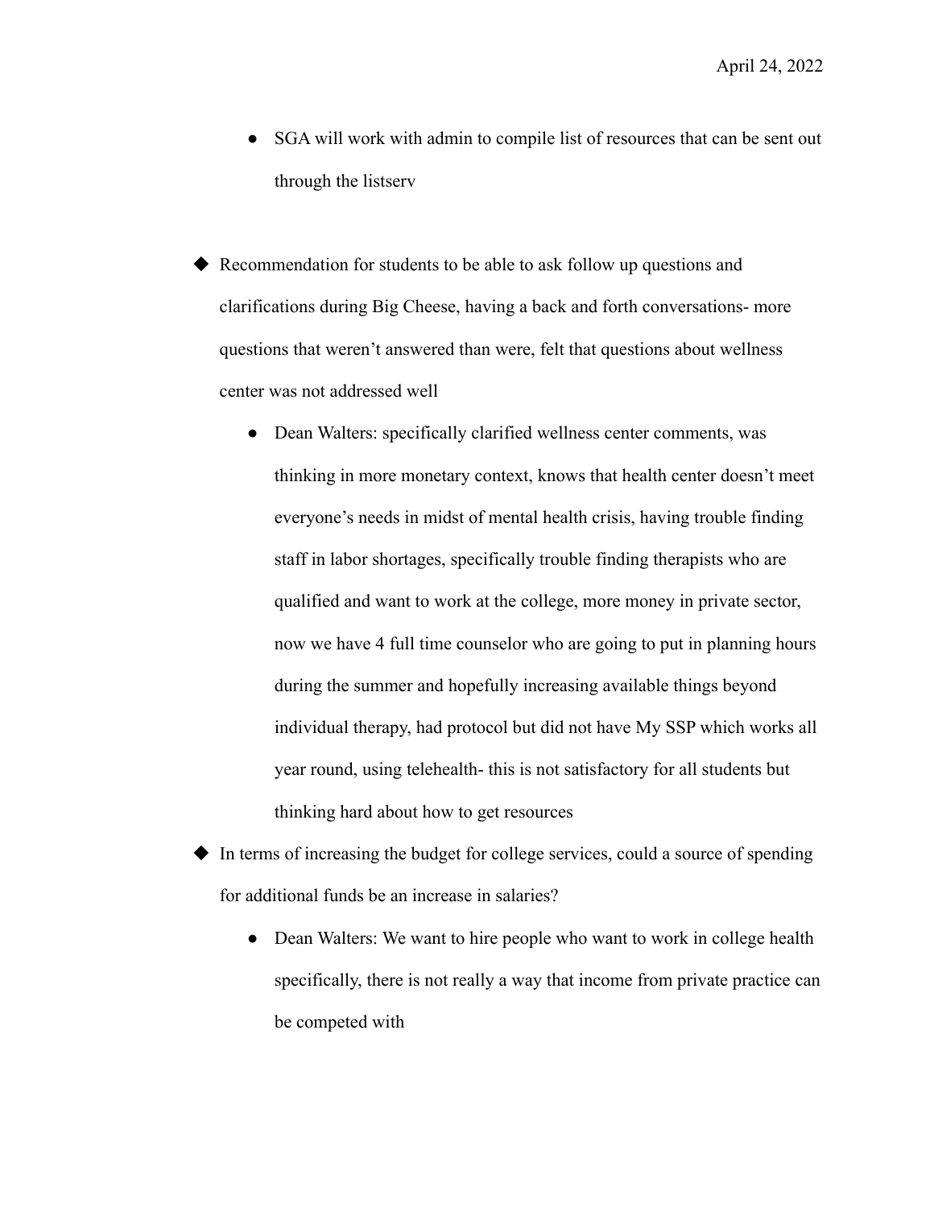- SGA will work with admin to compile list of resources that can be sent out through the listserv

- Recommendation for students to be able to ask follow up questions and clarifications during Big Cheese, having a back and forth conversations- more questions that weren't answered than were, felt that questions about wellness center was not addressed well
  - Dean Walters: specifically clarified wellness center comments, was thinking in more monetary context, knows that health center doesn't meet everyone's needs in midst of mental health crisis, having trouble finding staff in labor shortages, specifically trouble finding therapists who are qualified and want to work at the college, more money in private sector, now we have 4 full time counselor who are going to put in planning hours during the summer and hopefully increasing available things beyond individual therapy, had protocol but did not have My SSP which works all year round, using telehealth- this is not satisfactory for all students but thinking hard about how to get resources
- In terms of increasing the budget for college services, could a source of spending for additional funds be an increase in salaries?
  - Dean Walters: We want to hire people who want to work in college health specifically, there is not really a way that income from private practice can be competed with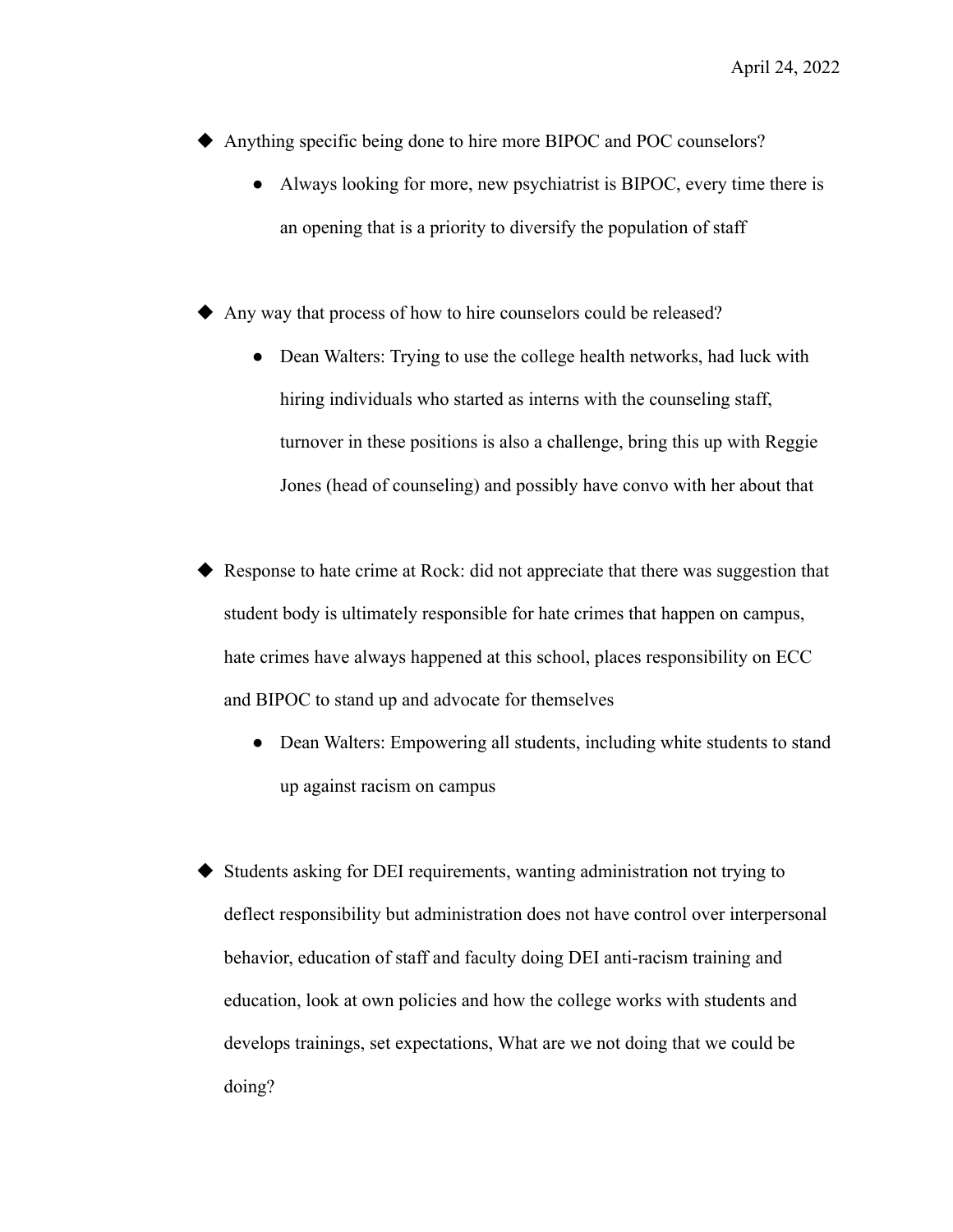April 24, 2022

- Anything specific being done to hire more BIPOC and POC counselors?
  - Always looking for more, new psychiatrist is BIPOC, every time there is an opening that is a priority to diversify the population of staff

- Any way that process of how to hire counselors could be released?
  - Dean Walters: Trying to use the college health networks, had luck with hiring individuals who started as interns with the counseling staff, turnover in these positions is also a challenge, bring this up with Reggie Jones (head of counseling) and possibly have convo with her about that

- Response to hate crime at Rock: did not appreciate that there was suggestion that student body is ultimately responsible for hate crimes that happen on campus, hate crimes have always happened at this school, places responsibility on ECC and BIPOC to stand up and advocate for themselves
  - Dean Walters: Empowering all students, including white students to stand up against racism on campus

- Students asking for DEI requirements, wanting administration not trying to deflect responsibility but administration does not have control over interpersonal behavior, education of staff and faculty doing DEI anti-racism training and education, look at own policies and how the college works with students and develops trainings, set expectations, What are we not doing that we could be doing?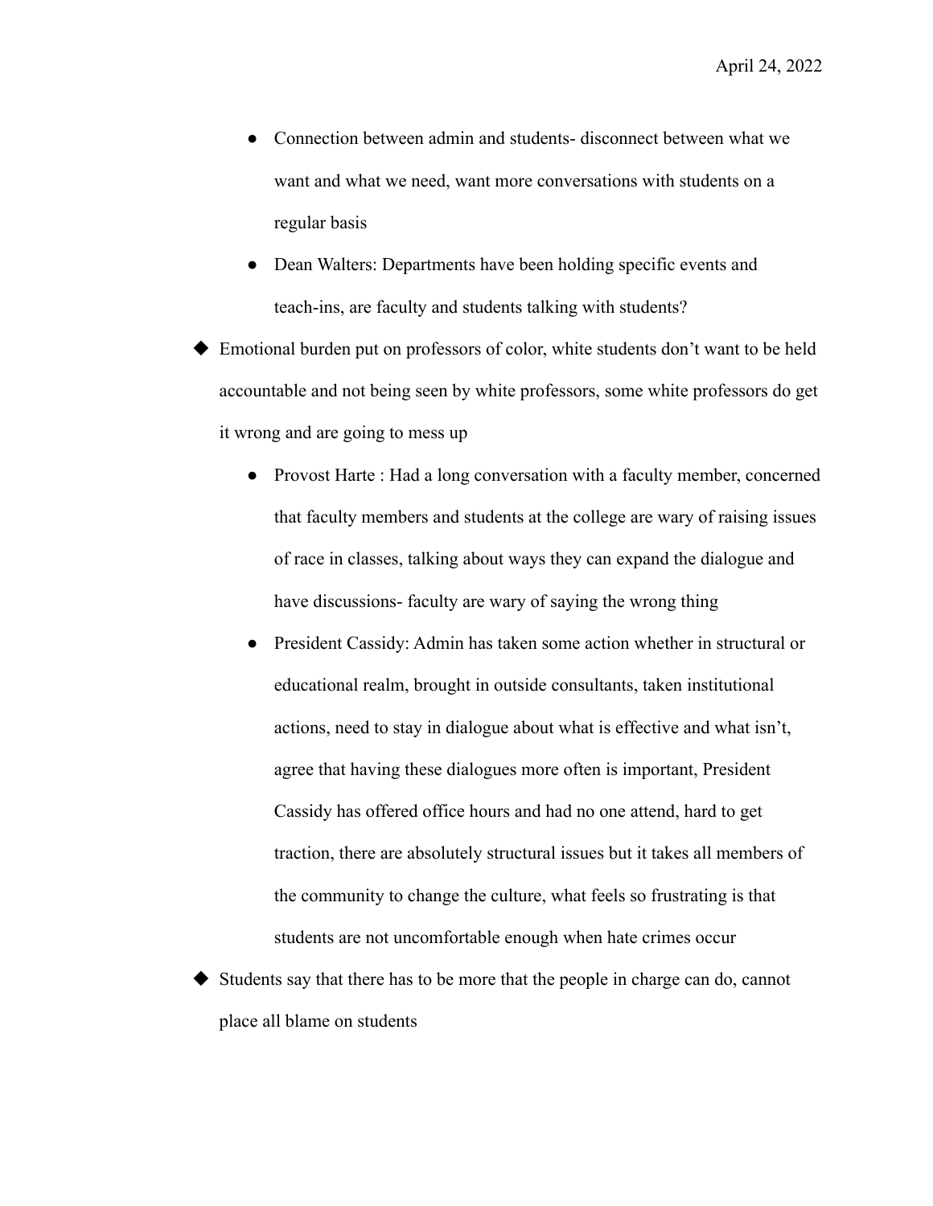April 24, 2022

    - Connection between admin and students- disconnect between what we want and what we need, want more conversations with students on a regular basis
    - Dean Walters: Departments have been holding specific events and teach-ins, are faculty and students talking with students?

- Emotional burden put on professors of color, white students don't want to be held accountable and not being seen by white professors, some white professors do get it wrong and are going to mess up
    - Provost Harte : Had a long conversation with a faculty member, concerned that faculty members and students at the college are wary of raising issues of race in classes, talking about ways they can expand the dialogue and have discussions- faculty are wary of saying the wrong thing
    - President Cassidy: Admin has taken some action whether in structural or educational realm, brought in outside consultants, taken institutional actions, need to stay in dialogue about what is effective and what isn't, agree that having these dialogues more often is important, President Cassidy has offered office hours and had no one attend, hard to get traction, there are absolutely structural issues but it takes all members of the community to change the culture, what feels so frustrating is that students are not uncomfortable enough when hate crimes occur
- Students say that there has to be more that the people in charge can do, cannot place all blame on students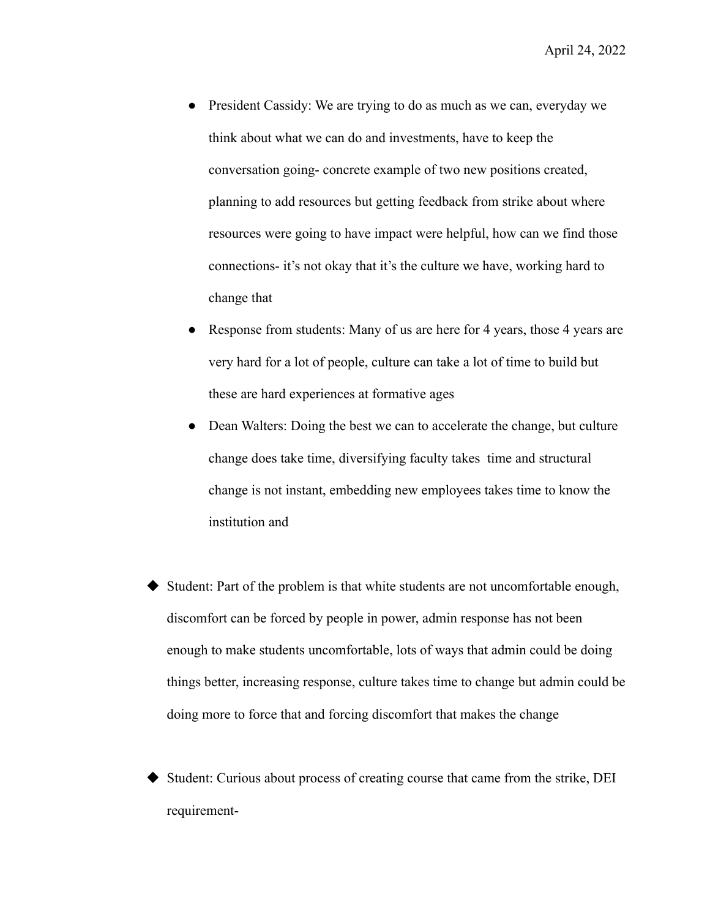April 24, 2022

- President Cassidy: We are trying to do as much as we can, everyday we think about what we can do and investments, have to keep the conversation going- concrete example of two new positions created, planning to add resources but getting feedback from strike about where resources were going to have impact were helpful, how can we find those connections- it's not okay that it's the culture we have, working hard to change that
- Response from students: Many of us are here for 4 years, those 4 years are very hard for a lot of people, culture can take a lot of time to build but these are hard experiences at formative ages
- Dean Walters: Doing the best we can to accelerate the change, but culture change does take time, diversifying faculty takes time and structural change is not instant, embedding new employees takes time to know the institution and

◆ Student: Part of the problem is that white students are not uncomfortable enough, discomfort can be forced by people in power, admin response has not been enough to make students uncomfortable, lots of ways that admin could be doing things better, increasing response, culture takes time to change but admin could be doing more to force that and forcing discomfort that makes the change

◆ Student: Curious about process of creating course that came from the strike, DEI requirement-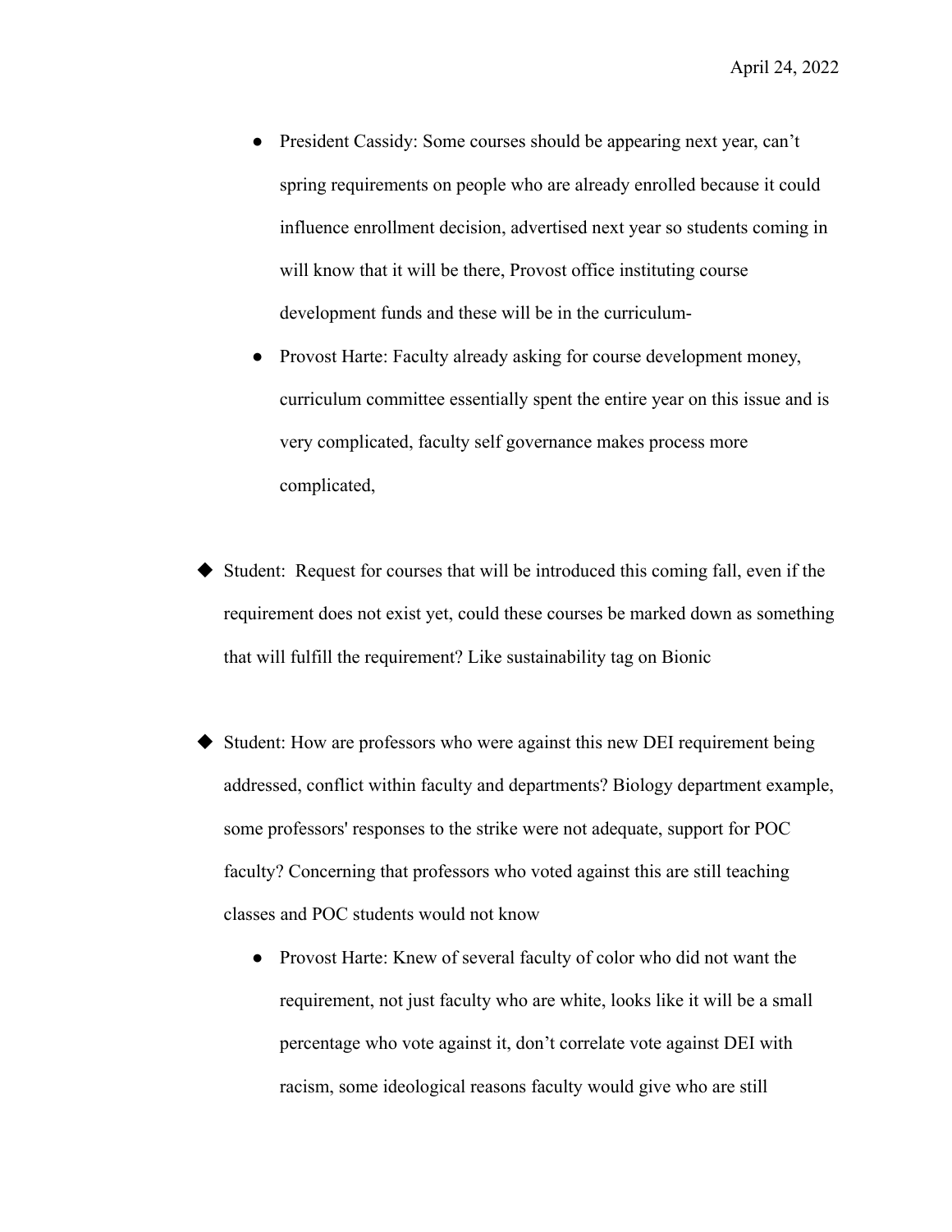April 24, 2022

- President Cassidy: Some courses should be appearing next year, can't spring requirements on people who are already enrolled because it could influence enrollment decision, advertised next year so students coming in will know that it will be there, Provost office instituting course development funds and these will be in the curriculum-
- Provost Harte: Faculty already asking for course development money, curriculum committee essentially spent the entire year on this issue and is very complicated, faculty self governance makes process more complicated,

- Student: Request for courses that will be introduced this coming fall, even if the requirement does not exist yet, could these courses be marked down as something that will fulfill the requirement? Like sustainability tag on Bionic

- Student: How are professors who were against this new DEI requirement being addressed, conflict within faculty and departments? Biology department example, some professors' responses to the strike were not adequate, support for POC faculty? Concerning that professors who voted against this are still teaching classes and POC students would not know
    - Provost Harte: Knew of several faculty of color who did not want the requirement, not just faculty who are white, looks like it will be a small percentage who vote against it, don't correlate vote against DEI with racism, some ideological reasons faculty would give who are still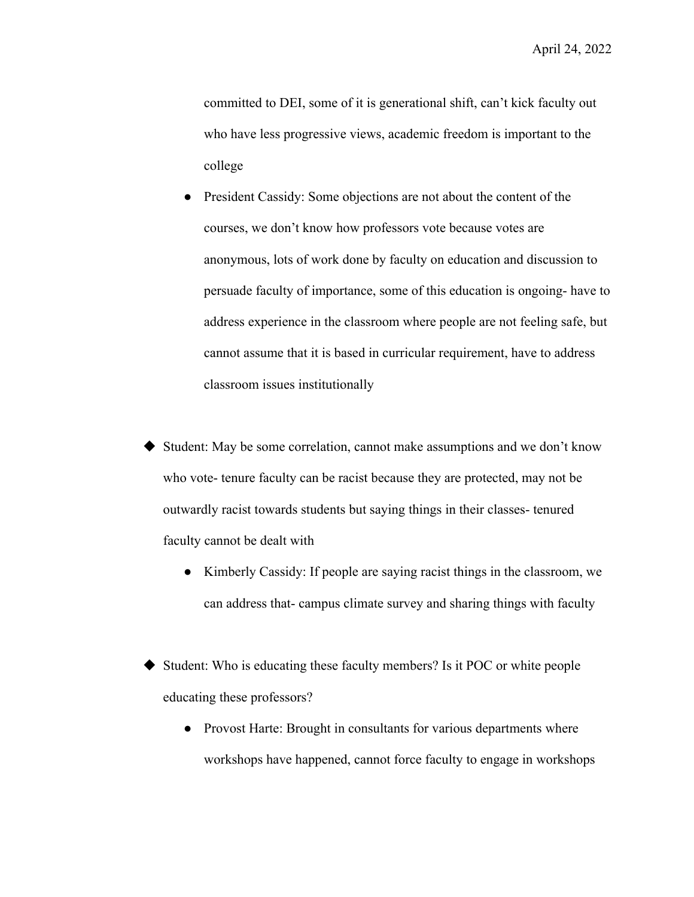committed to DEI, some of it is generational shift, can't kick faculty out who have less progressive views, academic freedom is important to the college

- President Cassidy: Some objections are not about the content of the courses, we don't know how professors vote because votes are anonymous, lots of work done by faculty on education and discussion to persuade faculty of importance, some of this education is ongoing- have to address experience in the classroom where people are not feeling safe, but cannot assume that it is based in curricular requirement, have to address classroom issues institutionally

◆ Student: May be some correlation, cannot make assumptions and we don't know who vote- tenure faculty can be racist because they are protected, may not be outwardly racist towards students but saying things in their classes- tenured faculty cannot be dealt with

- Kimberly Cassidy: If people are saying racist things in the classroom, we can address that- campus climate survey and sharing things with faculty

◆ Student: Who is educating these faculty members? Is it POC or white people educating these professors?

- Provost Harte: Brought in consultants for various departments where workshops have happened, cannot force faculty to engage in workshops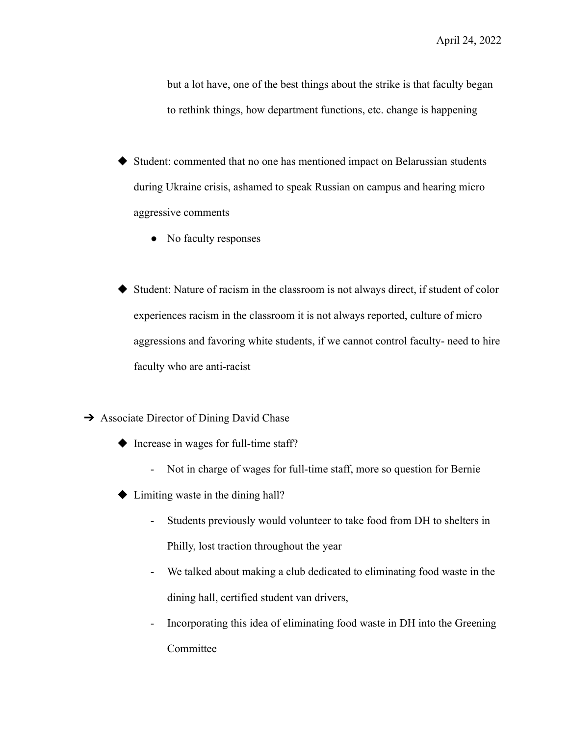but a lot have, one of the best things about the strike is that faculty began to rethink things, how department functions, etc. change is happening

- Student: commented that no one has mentioned impact on Belarussian students during Ukraine crisis, ashamed to speak Russian on campus and hearing micro aggressive comments
  - No faculty responses

- Student: Nature of racism in the classroom is not always direct, if student of color experiences racism in the classroom it is not always reported, culture of micro aggressions and favoring white students, if we cannot control faculty- need to hire faculty who are anti-racist

- Associate Director of Dining David Chase
  - Increase in wages for full-time staff?
    - Not in charge of wages for full-time staff, more so question for Bernie
  - Limiting waste in the dining hall?
    - Students previously would volunteer to take food from DH to shelters in Philly, lost traction throughout the year
    - We talked about making a club dedicated to eliminating food waste in the dining hall, certified student van drivers,
    - Incorporating this idea of eliminating food waste in DH into the Greening Committee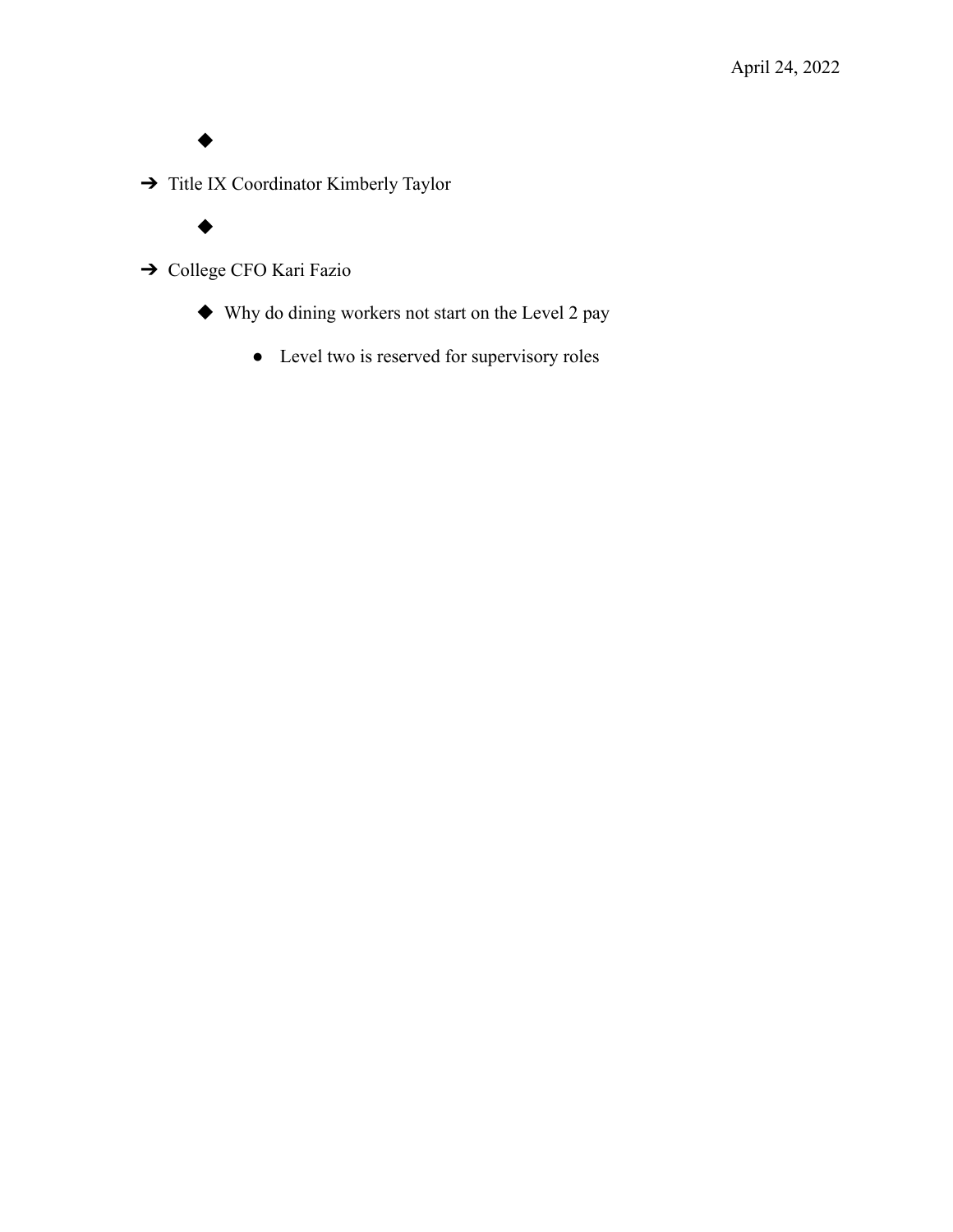-

- Title IX Coordinator Kimberly Taylor
  -
- College CFO Kari Fazio
  - Why do dining workers not start on the Level 2 pay
    - Level two is reserved for supervisory roles